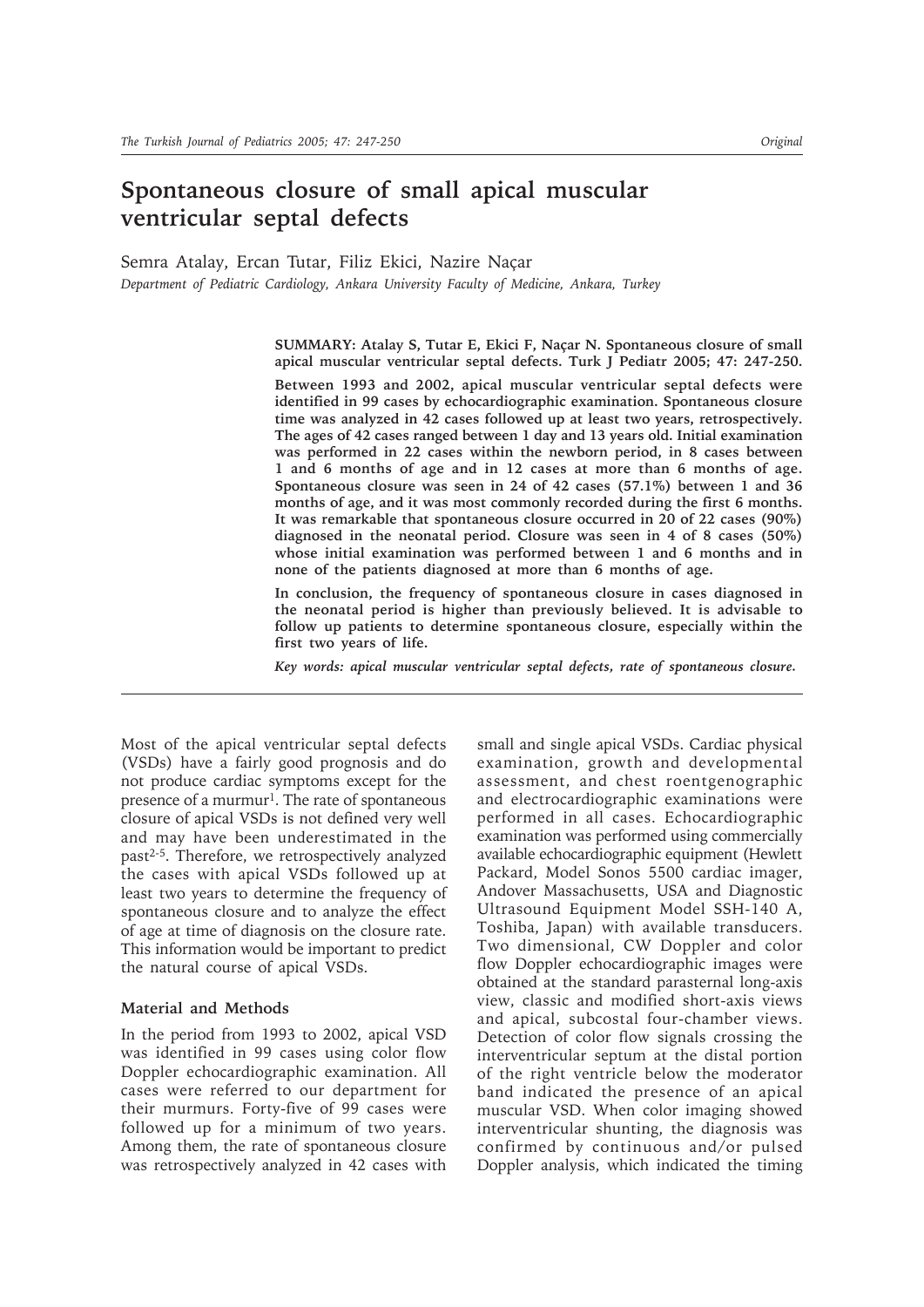# Spontaneous closure of small apical muscular ventricular septal defects

Semra Atalay, Ercan Tutar, Filiz Ekici, Nazire Naçar

*Department of Pediatric Cardiology, Ankara University Faculty of Medicine, Ankara, Turkey*

**SUMMARY: Atalay S, Tutar E, Ekici F, Naçar N. Spontaneous closure of small apical muscular ventricular septal defects. Turk J Pediatr 2005; 47: 247-250.**

**Between 1993 and 2002, apical muscular ventricular septal defects were identified in 99 cases by echocardiographic examination. Spontaneous closure time was analyzed in 42 cases followed up at least two years, retrospectively. The ages of 42 cases ranged between 1 day and 13 years old. Initial examination was performed in 22 cases within the newborn period, in 8 cases between 1 and 6 months of age and in 12 cases at more than 6 months of age. Spontaneous closure was seen in 24 of 42 cases (57.1%) between 1 and 36 months of age, and it was most commonly recorded during the first 6 months. It was remarkable that spontaneous closure occurred in 20 of 22 cases (90%) diagnosed in the neonatal period. Closure was seen in 4 of 8 cases (50%) whose initial examination was performed between 1 and 6 months and in none of the patients diagnosed at more than 6 months of age.**

**In conclusion, the frequency of spontaneous closure in cases diagnosed in the neonatal period is higher than previously believed. It is advisable to follow up patients to determine spontaneous closure, especially within the first two years of life.**

***Key words: apical muscular ventricular septal defects, rate of spontaneous closure.***

Most of the apical ventricular septal defects (VSDs) have a fairly good prognosis and do not produce cardiac symptoms except for the presence of a murmur[1]. The rate of spontaneous closure of apical VSDs is not defined very well and may have been underestimated in the past[2-5]. Therefore, we retrospectively analyzed the cases with apical VSDs followed up at least two years to determine the frequency of spontaneous closure and to analyze the effect of age at time of diagnosis on the closure rate. This information would be important to predict the natural course of apical VSDs.

## Material and Methods

In the period from 1993 to 2002, apical VSD was identified in 99 cases using color flow Doppler echocardiographic examination. All cases were referred to our department for their murmurs. Forty-five of 99 cases were followed up for a minimum of two years. Among them, the rate of spontaneous closure was retrospectively analyzed in 42 cases with small and single apical VSDs. Cardiac physical examination, growth and developmental assessment, and chest roentgenographic and electrocardiographic examinations were performed in all cases. Echocardiographic examination was performed using commercially available echocardiographic equipment (Hewlett Packard, Model Sonos 5500 cardiac imager, Andover Massachusetts, USA and Diagnostic Ultrasound Equipment Model SSH-140 A, Toshiba, Japan) with available transducers. Two dimensional, CW Doppler and color flow Doppler echocardiographic images were obtained at the standard parasternal long-axis view, classic and modified short-axis views and apical, subcostal four-chamber views. Detection of color flow signals crossing the interventricular septum at the distal portion of the right ventricle below the moderator band indicated the presence of an apical muscular VSD. When color imaging showed interventricular shunting, the diagnosis was confirmed by continuous and/or pulsed Doppler analysis, which indicated the timing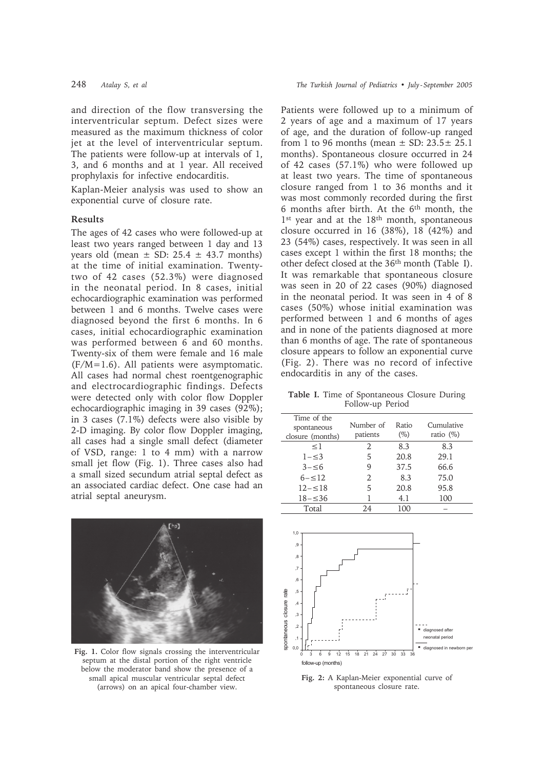and direction of the flow transversing the interventricular septum. Defect sizes were measured as the maximum thickness of color jet at the level of interventricular septum. The patients were follow-up at intervals of 1, 3, and 6 months and at 1 year. All received prophylaxis for infective endocarditis.

Kaplan-Meier analysis was used to show an exponential curve of closure rate.

## Results

The ages of 42 cases who were followed-up at least two years ranged between 1 day and 13 years old (mean ± SD: 25.4 ± 43.7 months) at the time of initial examination. Twenty-two of 42 cases (52.3%) were diagnosed in the neonatal period. In 8 cases, initial echocardiographic examination was performed between 1 and 6 months. Twelve cases were diagnosed beyond the first 6 months. In 6 cases, initial echocardiographic examination was performed between 6 and 60 months. Twenty-six of them were female and 16 male (F/M=1.6). All patients were asymptomatic. All cases had normal chest roentgenographic and electrocardiographic findings. Defects were detected only with color flow Doppler echocardiographic imaging in 39 cases (92%); in 3 cases (7.1%) defects were also visible by 2-D imaging. By color flow Doppler imaging, all cases had a single small defect (diameter of VSD, range: 1 to 4 mm) with a narrow small jet flow (Fig. 1). Three cases also had a small sized secundum atrial septal defect as an associated cardiac defect. One case had an atrial septal aneurysm.

**Fig. 1.** Color flow signals crossing the interventricular septum at the distal portion of the right ventricle below the moderator band show the presence of a small apical muscular ventricular septal defect (arrows) on an apical four-chamber view.

Patients were followed up to a minimum of 2 years of age and a maximum of 17 years of age, and the duration of follow-up ranged from 1 to 96 months (mean ± SD: 23.5 ± 25.1 months). Spontaneous closure occurred in 24 of 42 cases (57.1%) who were followed up at least two years. The time of spontaneous closure ranged from 1 to 36 months and it was most commonly recorded during the first 6 months after birth. At the 6th month, the 1st year and at the 18th month, spontaneous closure occurred in 16 (38%), 18 (42%) and 23 (54%) cases, respectively. It was seen in all cases except 1 within the first 18 months; the other defect closed at the 36th month (Table I). It was remarkable that spontaneous closure was seen in 20 of 22 cases (90%) diagnosed in the neonatal period. It was seen in 4 of 8 cases (50%) whose initial examination was performed between 1 and 6 months of ages and in none of the patients diagnosed at more than 6 months of age. The rate of spontaneous closure appears to follow an exponential curve (Fig. 2). There was no record of infective endocarditis in any of the cases.

**Table I.** Time of Spontaneous Closure During Follow-up Period

| Time of the spontaneous closure (months) | Number of patients | Ratio (%) | Cumulative ratio (%) |
|---|---|---|---|
| ≤1 | 2 | 8.3 | 8.3 |
| 1–≤3 | 5 | 20.8 | 29.1 |
| 3–≤6 | 9 | 37.5 | 66.6 |
| 6–≤12 | 2 | 8.3 | 75.0 |
| 12–≤18 | 5 | 20.8 | 95.8 |
| 18–≤36 | 1 | 4.1 | 100 |
| Total | 24 | 100 | – |

**Fig. 2:** A Kaplan-Meier exponential curve of spontaneous closure rate.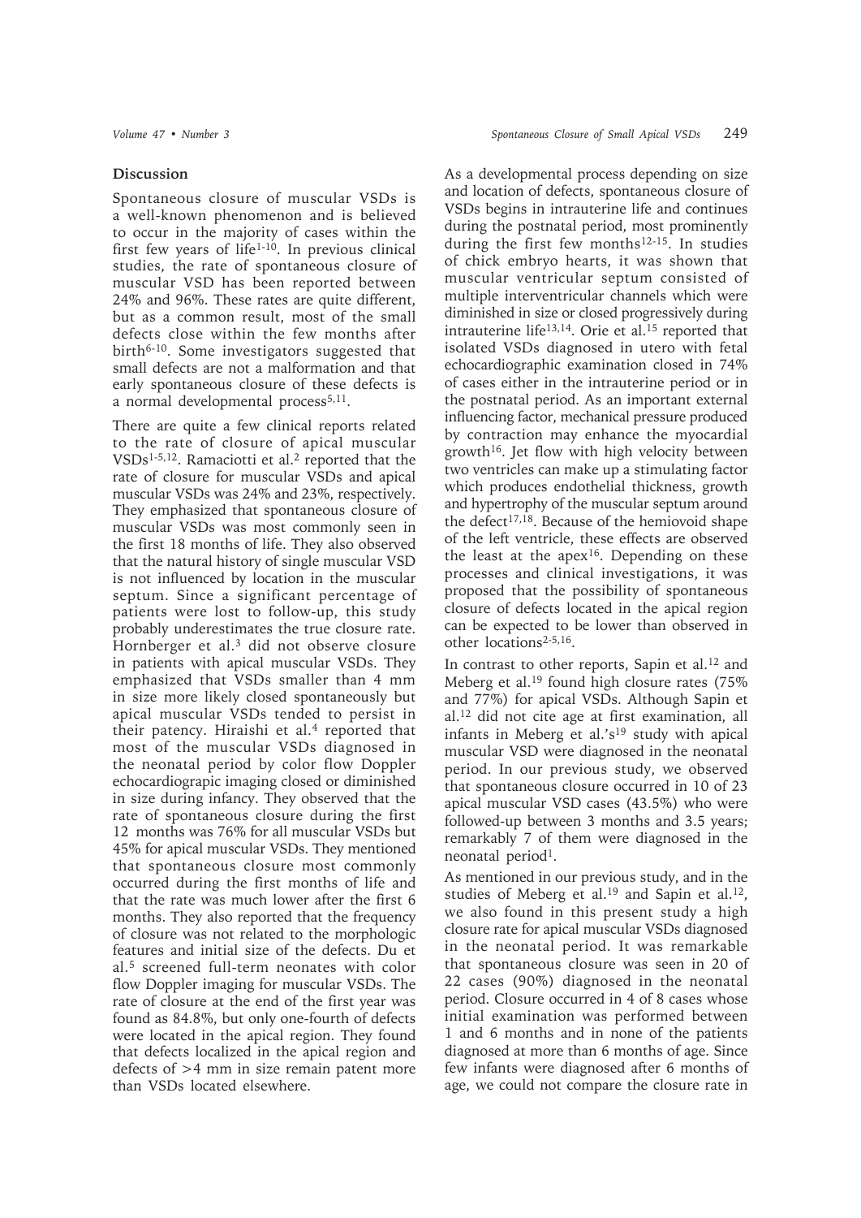## Discussion

Spontaneous closure of muscular VSDs is a well-known phenomenon and is believed to occur in the majority of cases within the first few years of life[1-10]. In previous clinical studies, the rate of spontaneous closure of muscular VSD has been reported between 24% and 96%. These rates are quite different, but as a common result, most of the small defects close within the few months after birth[6-10]. Some investigators suggested that small defects are not a malformation and that early spontaneous closure of these defects is a normal developmental process[5,11].

There are quite a few clinical reports related to the rate of closure of apical muscular VSDs[1-5,12]. Ramaciotti et al.[2] reported that the rate of closure for muscular VSDs and apical muscular VSDs was 24% and 23%, respectively. They emphasized that spontaneous closure of muscular VSDs was most commonly seen in the first 18 months of life. They also observed that the natural history of single muscular VSD is not influenced by location in the muscular septum. Since a significant percentage of patients were lost to follow-up, this study probably underestimates the true closure rate. Hornberger et al.[3] did not observe closure in patients with apical muscular VSDs. They emphasized that VSDs smaller than 4 mm in size more likely closed spontaneously but apical muscular VSDs tended to persist in their patency. Hiraishi et al.[4] reported that most of the muscular VSDs diagnosed in the neonatal period by color flow Doppler echocardiograpic imaging closed or diminished in size during infancy. They observed that the rate of spontaneous closure during the first 12 months was 76% for all muscular VSDs but 45% for apical muscular VSDs. They mentioned that spontaneous closure most commonly occurred during the first months of life and that the rate was much lower after the first 6 months. They also reported that the frequency of closure was not related to the morphologic features and initial size of the defects. Du et al.[5] screened full-term neonates with color flow Doppler imaging for muscular VSDs. The rate of closure at the end of the first year was found as 84.8%, but only one-fourth of defects were located in the apical region. They found that defects localized in the apical region and defects of >4 mm in size remain patent more than VSDs located elsewhere.

As a developmental process depending on size and location of defects, spontaneous closure of VSDs begins in intrauterine life and continues during the postnatal period, most prominently during the first few months[12-15]. In studies of chick embryo hearts, it was shown that muscular ventricular septum consisted of multiple interventricular channels which were diminished in size or closed progressively during intrauterine life[13,14]. Orie et al.[15] reported that isolated VSDs diagnosed in utero with fetal echocardiographic examination closed in 74% of cases either in the intrauterine period or in the postnatal period. As an important external influencing factor, mechanical pressure produced by contraction may enhance the myocardial growth[16]. Jet flow with high velocity between two ventricles can make up a stimulating factor which produces endothelial thickness, growth and hypertrophy of the muscular septum around the defect[17,18]. Because of the hemiovoid shape of the left ventricle, these effects are observed the least at the apex[16]. Depending on these processes and clinical investigations, it was proposed that the possibility of spontaneous closure of defects located in the apical region can be expected to be lower than observed in other locations[2-5,16].

In contrast to other reports, Sapin et al.[12] and Meberg et al.[19] found high closure rates (75% and 77%) for apical VSDs. Although Sapin et al.[12] did not cite age at first examination, all infants in Meberg et al.'s[19] study with apical muscular VSD were diagnosed in the neonatal period. In our previous study, we observed that spontaneous closure occurred in 10 of 23 apical muscular VSD cases (43.5%) who were followed-up between 3 months and 3.5 years; remarkably 7 of them were diagnosed in the neonatal period[1].

As mentioned in our previous study, and in the studies of Meberg et al.[19] and Sapin et al.[12], we also found in this present study a high closure rate for apical muscular VSDs diagnosed in the neonatal period. It was remarkable that spontaneous closure was seen in 20 of 22 cases (90%) diagnosed in the neonatal period. Closure occurred in 4 of 8 cases whose initial examination was performed between 1 and 6 months and in none of the patients diagnosed at more than 6 months of age. Since few infants were diagnosed after 6 months of age, we could not compare the closure rate in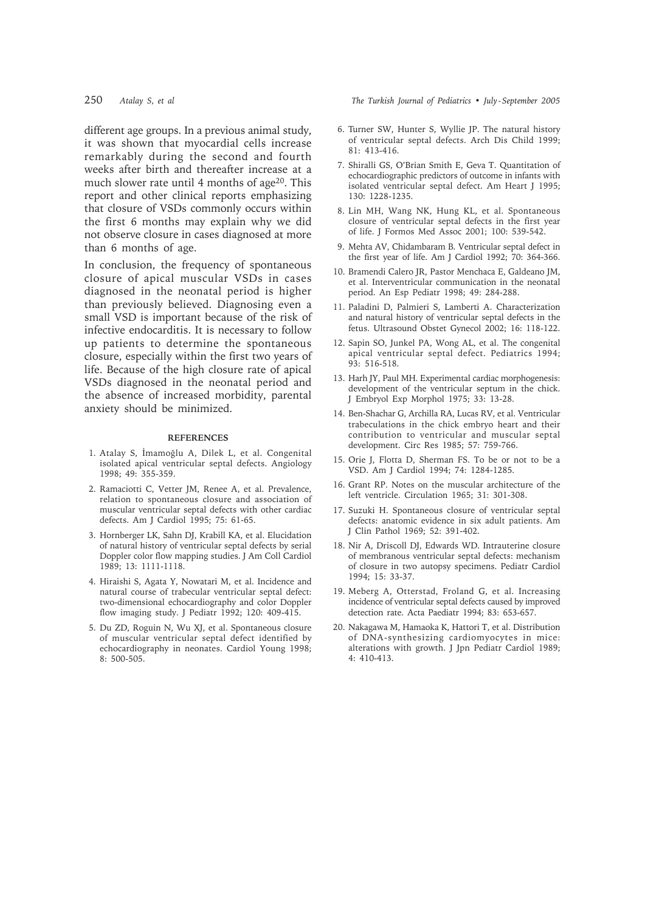different age groups. In a previous animal study, it was shown that myocardial cells increase remarkably during the second and fourth weeks after birth and thereafter increase at a much slower rate until 4 months of age[20]. This report and other clinical reports emphasizing that closure of VSDs commonly occurs within the first 6 months may explain why we did not observe closure in cases diagnosed at more than 6 months of age.

In conclusion, the frequency of spontaneous closure of apical muscular VSDs in cases diagnosed in the neonatal period is higher than previously believed. Diagnosing even a small VSD is important because of the risk of infective endocarditis. It is necessary to follow up patients to determine the spontaneous closure, especially within the first two years of life. Because of the high closure rate of apical VSDs diagnosed in the neonatal period and the absence of increased morbidity, parental anxiety should be minimized.

## REFERENCES

1. Atalay S, İmamoğlu A, Dilek L, et al. Congenital isolated apical ventricular septal defects. Angiology 1998; 49: 355-359.
2. Ramaciotti C, Vetter JM, Renee A, et al. Prevalence, relation to spontaneous closure and association of muscular ventricular septal defects with other cardiac defects. Am J Cardiol 1995; 75: 61-65.
3. Hornberger LK, Sahn DJ, Krabill KA, et al. Elucidation of natural history of ventricular septal defects by serial Doppler color flow mapping studies. J Am Coll Cardiol 1989; 13: 1111-1118.
4. Hiraishi S, Agata Y, Nowatari M, et al. Incidence and natural course of trabecular ventricular septal defect: two-dimensional echocardiography and color Doppler flow imaging study. J Pediatr 1992; 120: 409-415.
5. Du ZD, Roguin N, Wu XJ, et al. Spontaneous closure of muscular ventricular septal defect identified by echocardiography in neonates. Cardiol Young 1998; 8: 500-505.
6. Turner SW, Hunter S, Wyllie JP. The natural history of ventricular septal defects. Arch Dis Child 1999; 81: 413-416.
7. Shiralli GS, O'Brian Smith E, Geva T. Quantitation of echocardiographic predictors of outcome in infants with isolated ventricular septal defect. Am Heart J 1995; 130: 1228-1235.
8. Lin MH, Wang NK, Hung KL, et al. Spontaneous closure of ventricular septal defects in the first year of life. J Formos Med Assoc 2001; 100: 539-542.
9. Mehta AV, Chidambaram B. Ventricular septal defect in the first year of life. Am J Cardiol 1992; 70: 364-366.
10. Bramendi Calero JR, Pastor Menchaca E, Galdeano JM, et al. Interventricular communication in the neonatal period. An Esp Pediatr 1998; 49: 284-288.
11. Paladini D, Palmieri S, Lamberti A. Characterization and natural history of ventricular septal defects in the fetus. Ultrasound Obstet Gynecol 2002; 16: 118-122.
12. Sapin SO, Junkel PA, Wong AL, et al. The congenital apical ventricular septal defect. Pediatrics 1994; 93: 516-518.
13. Harh JY, Paul MH. Experimental cardiac morphogenesis: development of the ventricular septum in the chick. J Embryol Exp Morphol 1975; 33: 13-28.
14. Ben-Shachar G, Archilla RA, Lucas RV, et al. Ventricular trabeculations in the chick embryo heart and their contribution to ventricular and muscular septal development. Circ Res 1985; 57: 759-766.
15. Orie J, Flotta D, Sherman FS. To be or not to be a VSD. Am J Cardiol 1994; 74: 1284-1285.
16. Grant RP. Notes on the muscular architecture of the left ventricle. Circulation 1965; 31: 301-308.
17. Suzuki H. Spontaneous closure of ventricular septal defects: anatomic evidence in six adult patients. Am J Clin Pathol 1969; 52: 391-402.
18. Nir A, Driscoll DJ, Edwards WD. Intrauterine closure of membranous ventricular septal defects: mechanism of closure in two autopsy specimens. Pediatr Cardiol 1994; 15: 33-37.
19. Meberg A, Otterstad, Froland G, et al. Increasing incidence of ventricular septal defects caused by improved detection rate. Acta Paediatr 1994; 83: 653-657.
20. Nakagawa M, Hamaoka K, Hattori T, et al. Distribution of DNA-synthesizing cardiomyocytes in mice: alterations with growth. J Jpn Pediatr Cardiol 1989; 4: 410-413.